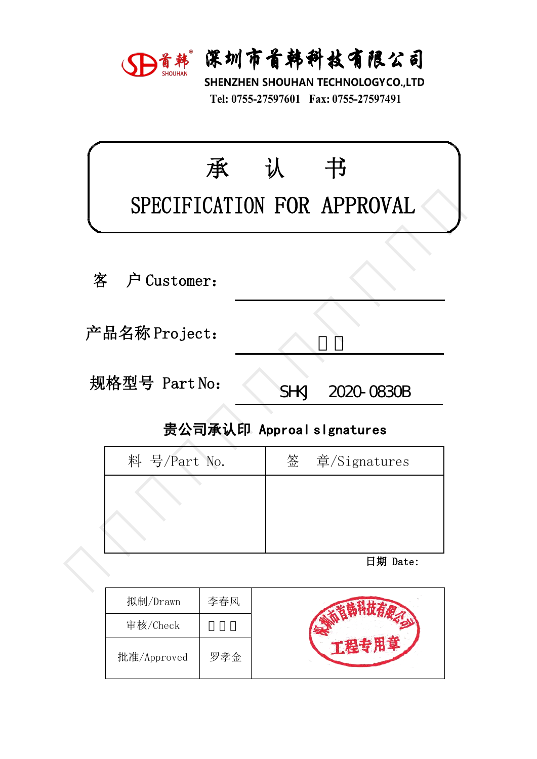深圳市首韩科技有限公司

SHENZHEN SHOUHAN TECHNOLOGY CO.,LTD

Tel: 0755-27597601 Fax: 0755-27597491

# 承 认 书

# SPECIFICATION FOR APPROVAL

客 户 Customer：

产品名称 Project： 

规格型号 Part No： SHKJ 2020-0830B

**贵公司承认印 Approal sIgnatures**

| 料 号/Part No. | 签 章/Signatures |
|---|---|
| | |

日期 Date:

| 拟制/Drawn | 李春风 | 深圳市首韩科技有限公司 工程专用章 |
|---|---|---|
| 审核/Check | | |
| 批准/Approved | 罗孝金 | |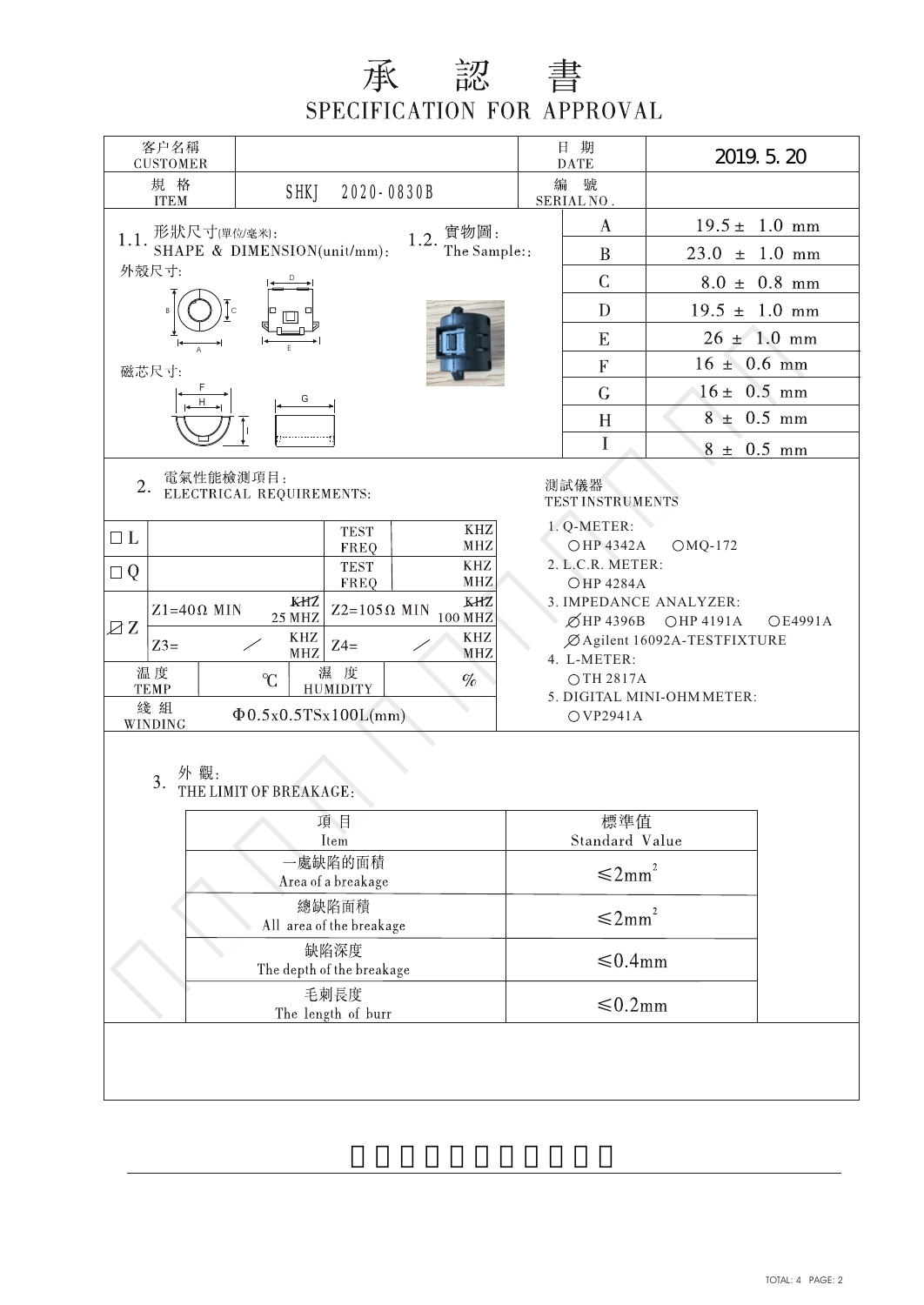# 承 認 書

## SPECIFICATION FOR APPROVAL

| 客户名稱 CUSTOMER | | 日 期 DATE | 2019. 5. 20 |
|---|---|---|---|
| 規 格 ITEM | SHKJ 2020-0830B | 編 號 SERIAL NO. | |

1.1. 形狀尺寸(單位/毫米): SHAPE & DIMENSION(unit/mm):

外殼尺寸:

磁芯尺寸:

1.2. 實物圖: The Sample::

| | |
|---|---|
| A | 19.5 ± 1.0 mm |
| B | 23.0 ± 1.0 mm |
| C | 8.0 ± 0.8 mm |
| D | 19.5 ± 1.0 mm |
| E | 26 ± 1.0 mm |
| F | 16 ± 0.6 mm |
| G | 16 ± 0.5 mm |
| H | 8 ± 0.5 mm |
| I | 8 ± 0.5 mm |

2. 電氣性能檢測項目: ELECTRICAL REQUIREMENTS:

| | | | | | |
|---|---|---|---|---|---|
| □ L | | TEST FREQ | KHZ MHZ | | |
| □ Q | | TEST FREQ | KHZ MHZ | | |
| ☑ Z | Z1=40Ω MIN | ~~KHZ~~ 25 MHZ | Z2=105Ω MIN | ~~KHZ~~ 100 MHZ | |
| | Z3= / | KHZ MHZ | Z4= / | KHZ MHZ | |
| 溫 度 TEMP | ℃ | 濕 度 HUMIDITY | % | | |
| 綫 組 WINDING | Φ0.5x0.5TSx100L(mm) | | | | |

測試儀器 TEST INSTRUMENTS

1. Q-METER:
   ○HP 4342A ○MQ-172
2. L.C.R. METER:
   ○HP 4284A
3. IMPEDANCE ANALYZER:
   ∅HP 4396B ○HP 4191A ○E4991A
   ∅Agilent 16092A-TESTFIXTURE
4. L-METER:
   ○TH 2817A
5. DIGITAL MINI-OHM METER:
   ○VP2941A

3. 外 觀: THE LIMIT OF BREAKAGE:

| 項 目 Item | 標準值 Standard Value |
|---|---|
| 一處缺陷的面積 Area of a breakage | ≤2mm² |
| 總缺陷面積 All area of the breakage | ≤2mm² |
| 缺陷深度 The depth of the breakage | ≤0.4mm |
| 毛刺長度 The length of burr | ≤0.2mm |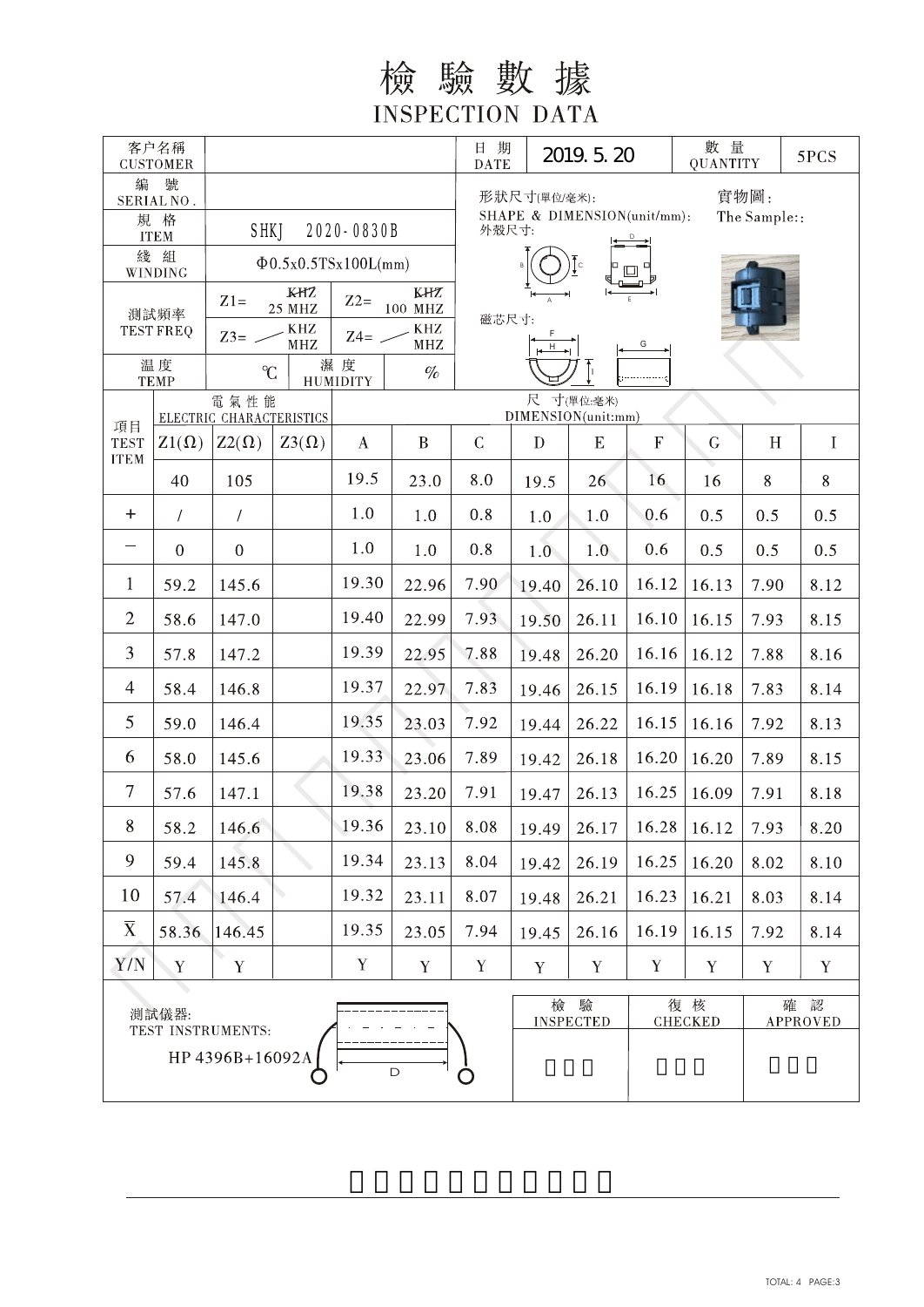# 檢 驗 數 據

## INSPECTION DATA

| 客户名稱 CUSTOMER | | 日 期 DATE | 2019. 5. 20 | 數 量 QUANTITY | 5PCS |
|---|---|---|---|---|---|
| 編 號 SERIAL NO. | | 形狀尺寸(單位/毫米): SHAPE & DIMENSION(unit/mm): | | 實物圖: The Sample:: | |
| 規 格 ITEM | SHKJ 2020-0830B | 外殼尺寸: | | | |
| 綫 組 WINDING | Φ0.5x0.5TSx100L(mm) | | | | |
| 測試頻率 TEST FREQ | Z1= 25 MHZ; Z2= 100 MHZ; Z3= KHZ/MHZ; Z4= KHZ/MHZ | 磁芯尺寸: | | | |
| 温 度 TEMP | ℃; 濕 度 HUMIDITY %| | | | | |

| 項目 TEST ITEM | Z1(Ω) | Z2(Ω) | Z3(Ω) | A | B | C | D | E | F | G | H | I |
|---|---|---|---|---|---|---|---|---|---|---|---|---|
| | 40 | 105 | | 19.5 | 23.0 | 8.0 | 19.5 | 26 | 16 | 16 | 8 | 8 |
| + | / | / | | 1.0 | 1.0 | 0.8 | 1.0 | 1.0 | 0.6 | 0.5 | 0.5 | 0.5 |
| − | 0 | 0 | | 1.0 | 1.0 | 0.8 | 1.0 | 1.0 | 0.6 | 0.5 | 0.5 | 0.5 |
| 1 | 59.2 | 145.6 | | 19.30 | 22.96 | 7.90 | 19.40 | 26.10 | 16.12 | 16.13 | 7.90 | 8.12 |
| 2 | 58.6 | 147.0 | | 19.40 | 22.99 | 7.93 | 19.50 | 26.11 | 16.10 | 16.15 | 7.93 | 8.15 |
| 3 | 57.8 | 147.2 | | 19.39 | 22.95 | 7.88 | 19.48 | 26.20 | 16.16 | 16.12 | 7.88 | 8.16 |
| 4 | 58.4 | 146.8 | | 19.37 | 22.97 | 7.83 | 19.46 | 26.15 | 16.19 | 16.18 | 7.83 | 8.14 |
| 5 | 59.0 | 146.4 | | 19.35 | 23.03 | 7.92 | 19.44 | 26.22 | 16.15 | 16.16 | 7.92 | 8.13 |
| 6 | 58.0 | 145.6 | | 19.33 | 23.06 | 7.89 | 19.42 | 26.18 | 16.20 | 16.20 | 7.89 | 8.15 |
| 7 | 57.6 | 147.1 | | 19.38 | 23.20 | 7.91 | 19.47 | 26.13 | 16.25 | 16.09 | 7.91 | 8.18 |
| 8 | 58.2 | 146.6 | | 19.36 | 23.10 | 8.08 | 19.49 | 26.17 | 16.28 | 16.12 | 7.93 | 8.20 |
| 9 | 59.4 | 145.8 | | 19.34 | 23.13 | 8.04 | 19.42 | 26.19 | 16.25 | 16.20 | 8.02 | 8.10 |
| 10 | 57.4 | 146.4 | | 19.32 | 23.11 | 8.07 | 19.48 | 26.21 | 16.23 | 16.21 | 8.03 | 8.14 |
| $\bar{X}$ | 58.36 | 146.45 | | 19.35 | 23.05 | 7.94 | 19.45 | 26.16 | 16.19 | 16.15 | 7.92 | 8.14 |
| Y/N | Y | Y | | Y | Y | Y | Y | Y | Y | Y | Y | Y |

測試儀器: TEST INSTRUMENTS: HP 4396B+16092A

| 檢 驗 INSPECTED | 復 核 CHECKED | 確 認 APPROVED |
|---|---|---|
| | | |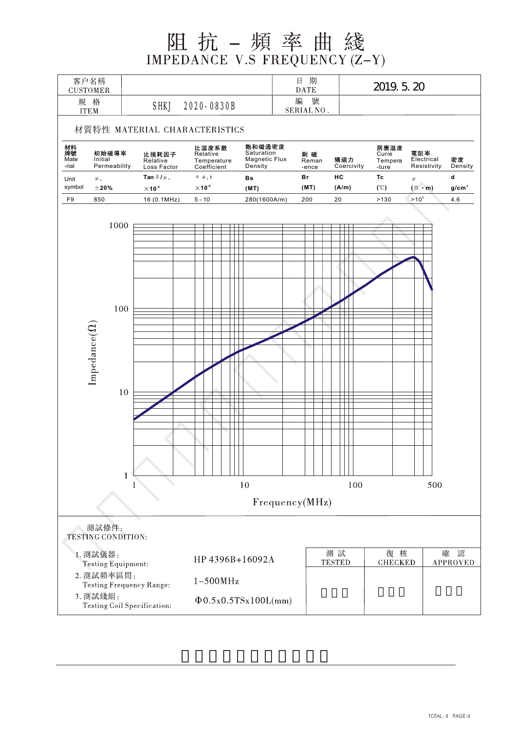# 阻 抗 – 頻 率 曲 綫

# IMPEDANCE V.S FREQUENCY (Z–Y)

| 客户名稱 CUSTOMER | | 日 期 DATE | 2019. 5. 20 |
|---|---|---|---|
| 規 格 ITEM | SHKJ 2020-0830B | 編 號 SERIAL NO. | |

材質特性 MATERIAL CHARACTERISTICS

| 材料牌號 Mate-rial | 初始磁導率 Initial Permeability | 比損耗因子 Relative Loss Factor | 比溫度系數 Relative Temperature Coefficient | 飽和磁通密度 Saturation Magnetic Flux Density | 剩磁 Reman-ence | 矯頑力 Coercivity | 居裏溫度 Curie Tempera-ture | 電阻率 Electrical Resistivity | 密度 Density |
|---|---|---|---|---|---|---|---|---|---|
| Unit symbol | $\mu_i$ ±20% | Tan $\delta/\mu_i$ $\times10^{-6}$ | $\alpha\ \mu_i$ Y $\times10^{-6}$ | Bs (MT) | Br (MT) | HC (A/m) | Tc (℃) | $\rho$ ($\Omega\cdot$m) | d g/cm$^3$ |
| F9 | 850 | 16 (0.1MHz) | 5 - 10 | 280(1600A/m) | 200 | 20 | >130 | >10$^5$ | 4.6 |

Impedance(Ω)

1000

100

10

1

1

10

100

500

Frequency(MHz)

測試條件:
TESTING CONDITION:

| | | 測 試 TESTED | 復 核 CHECKED | 確 認 APPROVED |
|---|---|---|---|---|
| 1. 測試儀器: Testing Equipment: | HP 4396B+16092A | | | |
| 2. 測試頻率區間: Testing Frequency Range: | 1–500MHz | | | |
| 3. 測試綫組: Testing Coil Specification: | $\Phi$0.5x0.5TSx100L(mm) | | | |